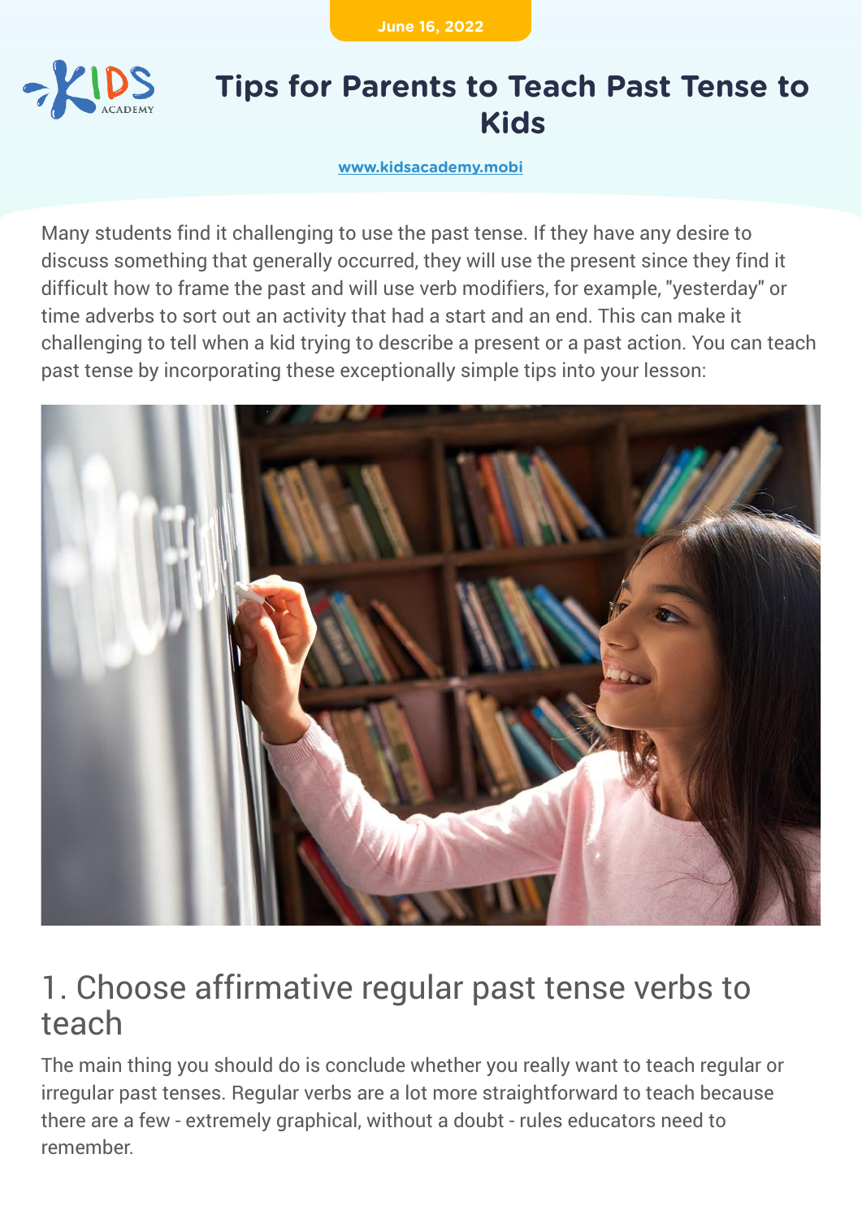June 16, 2022

# Tips for Parents to Teach Past Tense to Kids

www.kidsacademy.mobi

Many students find it challenging to use the past tense. If they have any desire to discuss something that generally occurred, they will use the present since they find it difficult how to frame the past and will use verb modifiers, for example, "yesterday" or time adverbs to sort out an activity that had a start and an end. This can make it challenging to tell when a kid trying to describe a present or a past action. You can teach past tense by incorporating these exceptionally simple tips into your lesson:

## 1. Choose affirmative regular past tense verbs to teach

The main thing you should do is conclude whether you really want to teach regular or irregular past tenses. Regular verbs are a lot more straightforward to teach because there are a few - extremely graphical, without a doubt - rules educators need to remember.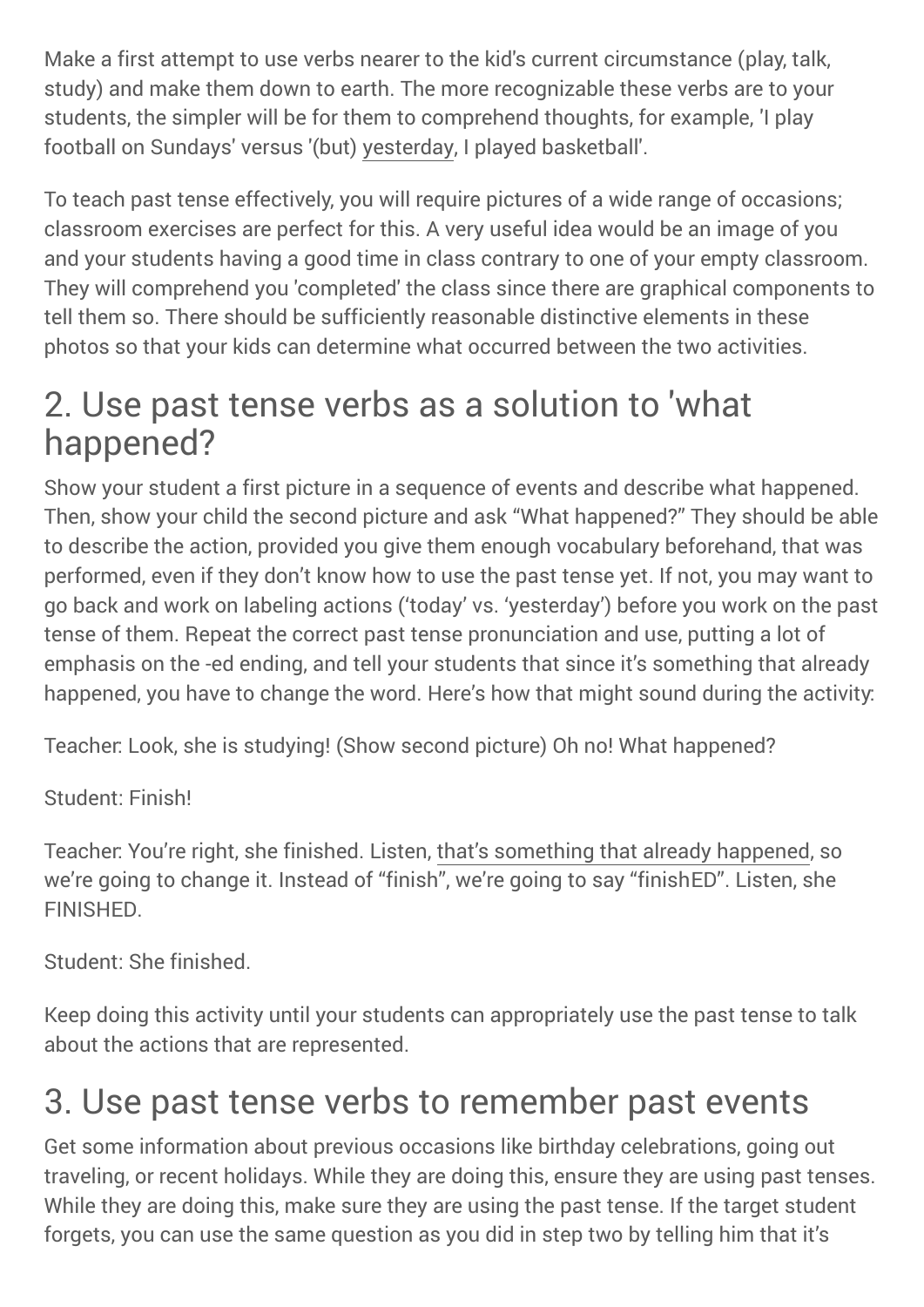Make a first attempt to use verbs nearer to the kid's current circumstance (play, talk, study) and make them down to earth. The more recognizable these verbs are to your students, the simpler will be for them to comprehend thoughts, for example, 'I play football on Sundays' versus '(but) yesterday, I played basketball'.

To teach past tense effectively, you will require pictures of a wide range of occasions; classroom exercises are perfect for this. A very useful idea would be an image of you and your students having a good time in class contrary to one of your empty classroom. They will comprehend you 'completed' the class since there are graphical components to tell them so. There should be sufficiently reasonable distinctive elements in these photos so that your kids can determine what occurred between the two activities.

## 2. Use past tense verbs as a solution to 'what happened?

Show your student a first picture in a sequence of events and describe what happened. Then, show your child the second picture and ask "What happened?" They should be able to describe the action, provided you give them enough vocabulary beforehand, that was performed, even if they don't know how to use the past tense yet. If not, you may want to go back and work on labeling actions ('today' vs. 'yesterday') before you work on the past tense of them. Repeat the correct past tense pronunciation and use, putting a lot of emphasis on the -ed ending, and tell your students that since it's something that already happened, you have to change the word. Here's how that might sound during the activity:

Teacher: Look, she is studying! (Show second picture) Oh no! What happened?

Student: Finish!

Teacher: You're right, she finished. Listen, that's something that already happened, so we're going to change it. Instead of "finish", we're going to say "finishED". Listen, she FINISHED.

Student: She finished.

Keep doing this activity until your students can appropriately use the past tense to talk about the actions that are represented.

## 3. Use past tense verbs to remember past events

Get some information about previous occasions like birthday celebrations, going out traveling, or recent holidays. While they are doing this, ensure they are using past tenses. While they are doing this, make sure they are using the past tense. If the target student forgets, you can use the same question as you did in step two by telling him that it's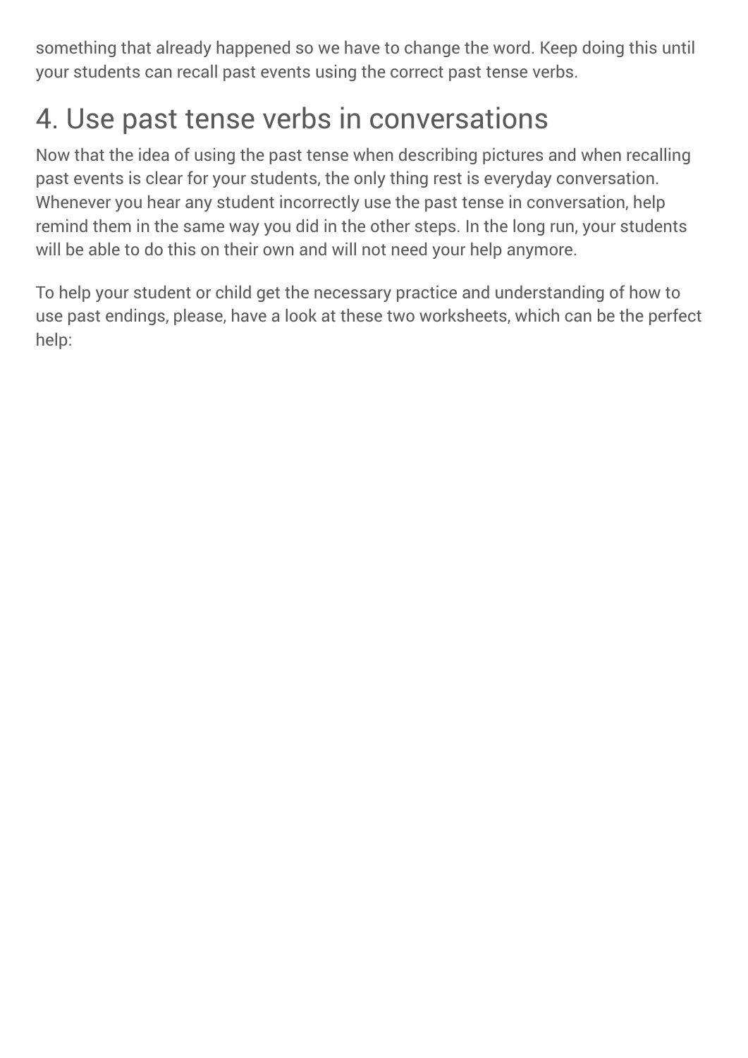something that already happened so we have to change the word. Keep doing this until your students can recall past events using the correct past tense verbs.

## 4. Use past tense verbs in conversations

Now that the idea of using the past tense when describing pictures and when recalling past events is clear for your students, the only thing rest is everyday conversation. Whenever you hear any student incorrectly use the past tense in conversation, help remind them in the same way you did in the other steps. In the long run, your students will be able to do this on their own and will not need your help anymore.

To help your student or child get the necessary practice and understanding of how to use past endings, please, have a look at these two worksheets, which can be the perfect help: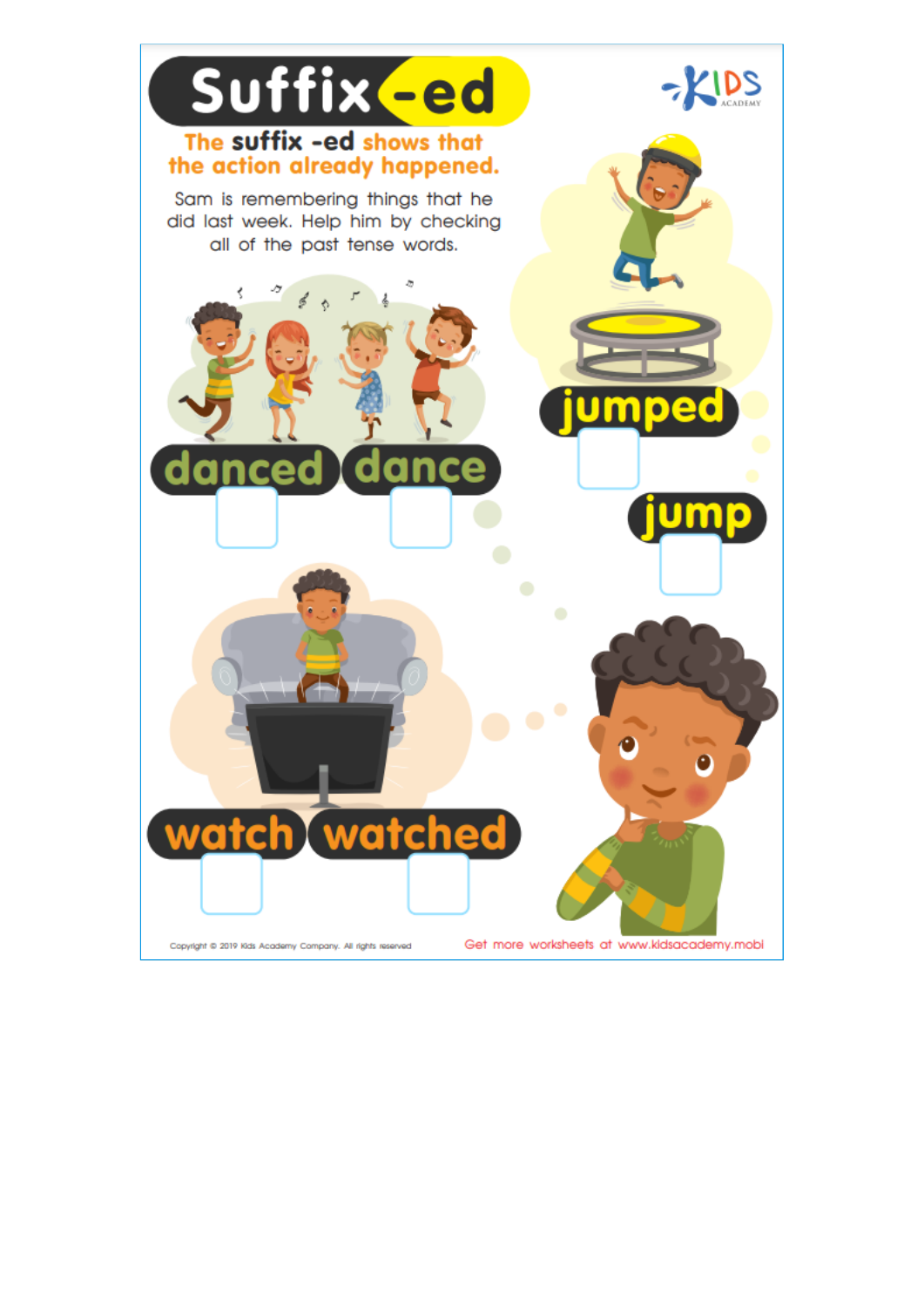# Suffix -ed

**The suffix -ed shows that the action already happened.**

Sam is remembering things that he did last week. Help him by checking all of the past tense words.

jumped ☐

jump ☐

danced ☐

dance ☐

watch ☐

watched ☐

Copyright © 2019 Kids Academy Company. All rights reserved

Get more worksheets at www.kidsacademy.mobi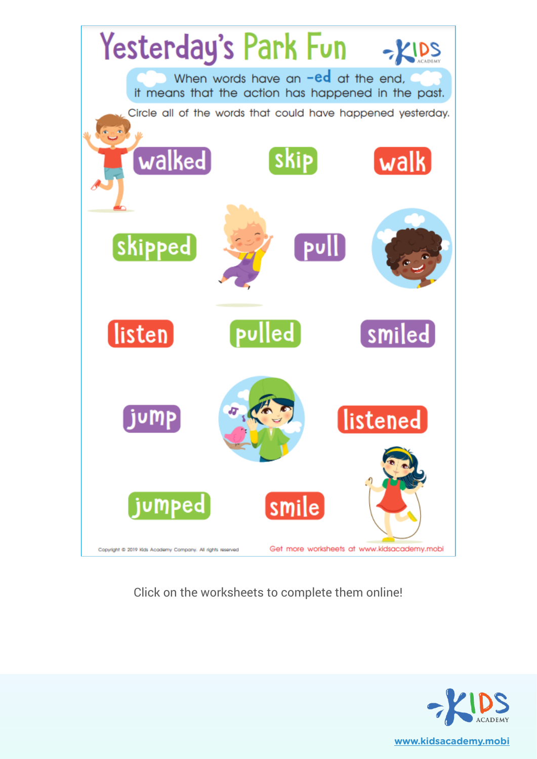# Yesterday's Park Fun

When words have an **-ed** at the end, it means that the action has happened in the past.

Circle all of the words that could have happened yesterday.

walked    skip    walk

skipped    pull

listen    pulled    smiled

jump    listened

jumped    smile

Copyright © 2019 Kids Academy Company. All rights reserved

Get more worksheets at www.kidsacademy.mobi

Click on the worksheets to complete them online!

www.kidsacademy.mobi